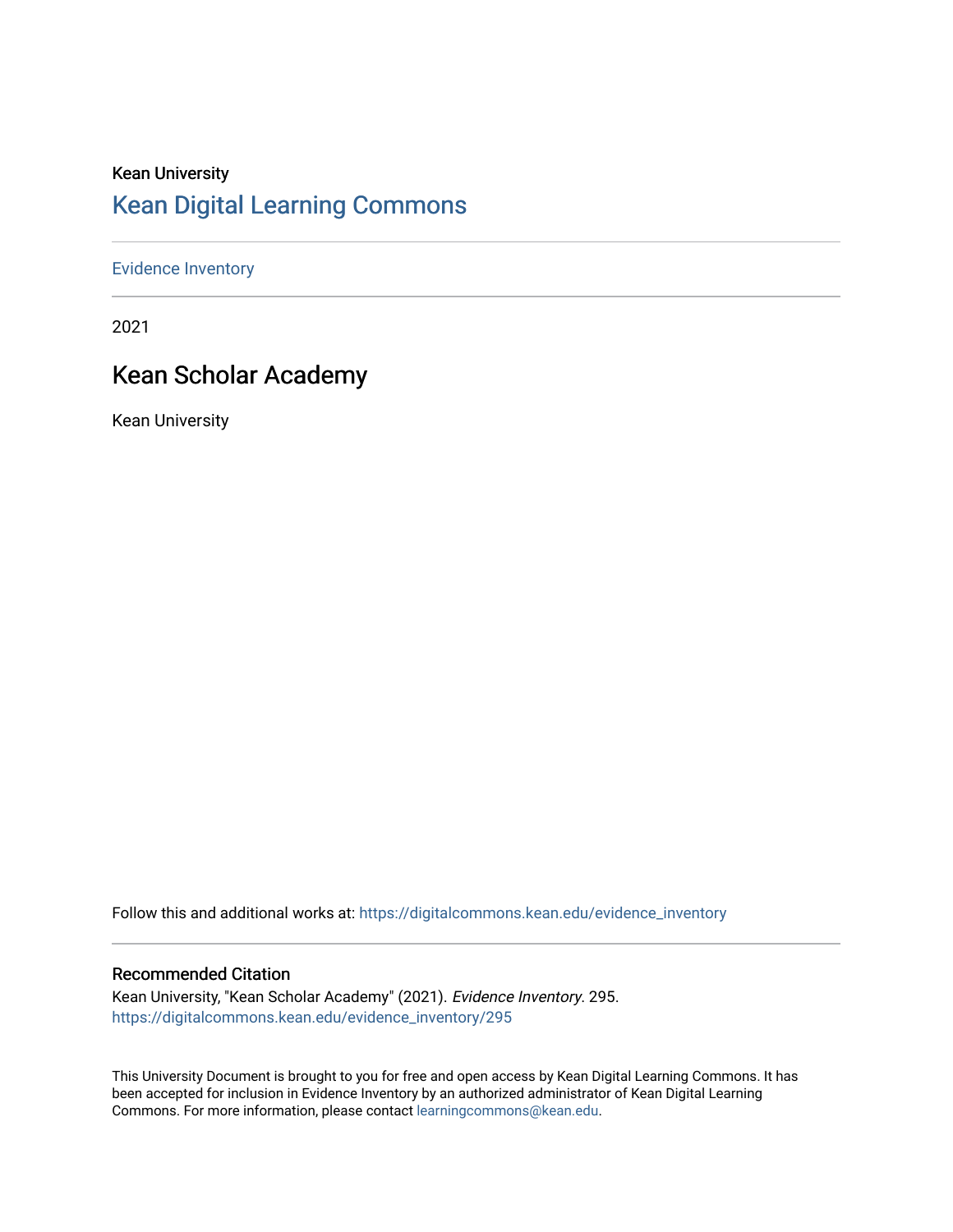Kean University

# Kean Digital Learning Commons

Evidence Inventory

2021

## Kean Scholar Academy

Kean University

Follow this and additional works at: https://digitalcommons.kean.edu/evidence_inventory

### Recommended Citation

Kean University, "Kean Scholar Academy" (2021). *Evidence Inventory*. 295.
https://digitalcommons.kean.edu/evidence_inventory/295

This University Document is brought to you for free and open access by Kean Digital Learning Commons. It has been accepted for inclusion in Evidence Inventory by an authorized administrator of Kean Digital Learning Commons. For more information, please contact learningcommons@kean.edu.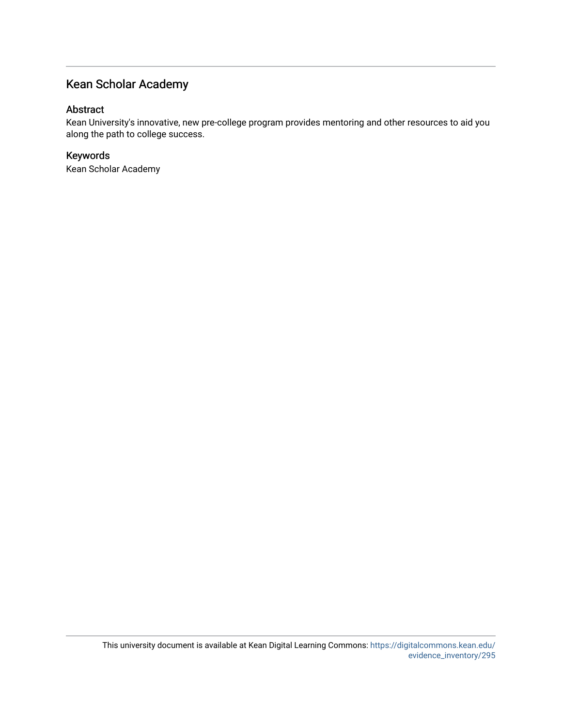# Kean Scholar Academy

## Abstract

Kean University's innovative, new pre-college program provides mentoring and other resources to aid you along the path to college success.

## Keywords

Kean Scholar Academy

This university document is available at Kean Digital Learning Commons: https://digitalcommons.kean.edu/evidence_inventory/295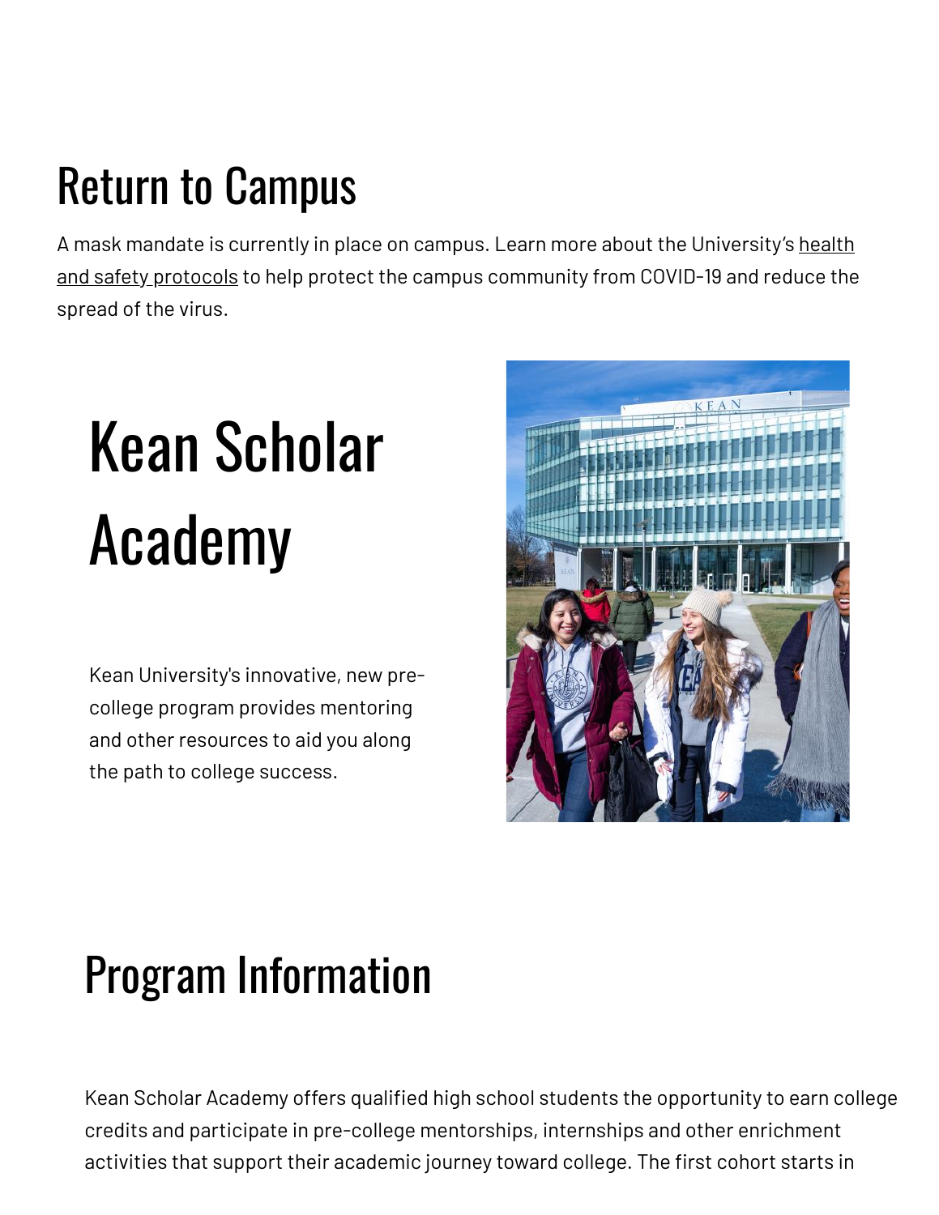## Return to Campus

A mask mandate is currently in place on campus. Learn more about the University's health and safety protocols to help protect the campus community from COVID-19 and reduce the spread of the virus.

# Kean Scholar Academy

Kean University's innovative, new pre-college program provides mentoring and other resources to aid you along the path to college success.

## Program Information

Kean Scholar Academy offers qualified high school students the opportunity to earn college credits and participate in pre-college mentorships, internships and other enrichment activities that support their academic journey toward college. The first cohort starts in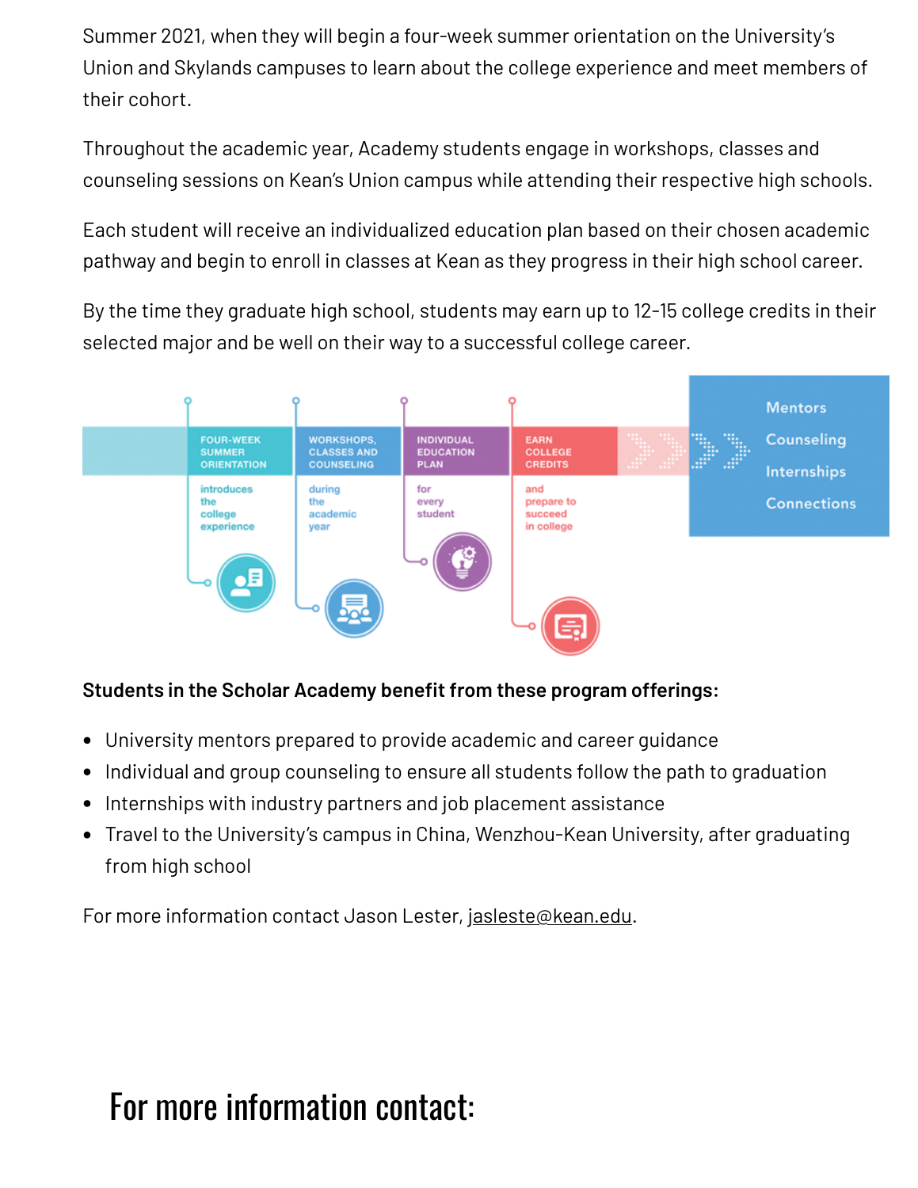Summer 2021, when they will begin a four-week summer orientation on the University's Union and Skylands campuses to learn about the college experience and meet members of their cohort.

Throughout the academic year, Academy students engage in workshops, classes and counseling sessions on Kean's Union campus while attending their respective high schools.

Each student will receive an individualized education plan based on their chosen academic pathway and begin to enroll in classes at Kean as they progress in their high school career.

By the time they graduate high school, students may earn up to 12-15 college credits in their selected major and be well on their way to a successful college career.

FOUR-WEEK SUMMER ORIENTATION introduces the college experience

WORKSHOPS, CLASSES AND COUNSELING during the academic year

INDIVIDUAL EDUCATION PLAN for every student

EARN COLLEGE CREDITS and prepare to succeed in college

Mentors
Counseling
Internships
Connections

**Students in the Scholar Academy benefit from these program offerings:**

- University mentors prepared to provide academic and career guidance
- Individual and group counseling to ensure all students follow the path to graduation
- Internships with industry partners and job placement assistance
- Travel to the University's campus in China, Wenzhou-Kean University, after graduating from high school

For more information contact Jason Lester, jasleste@kean.edu.

# For more information contact: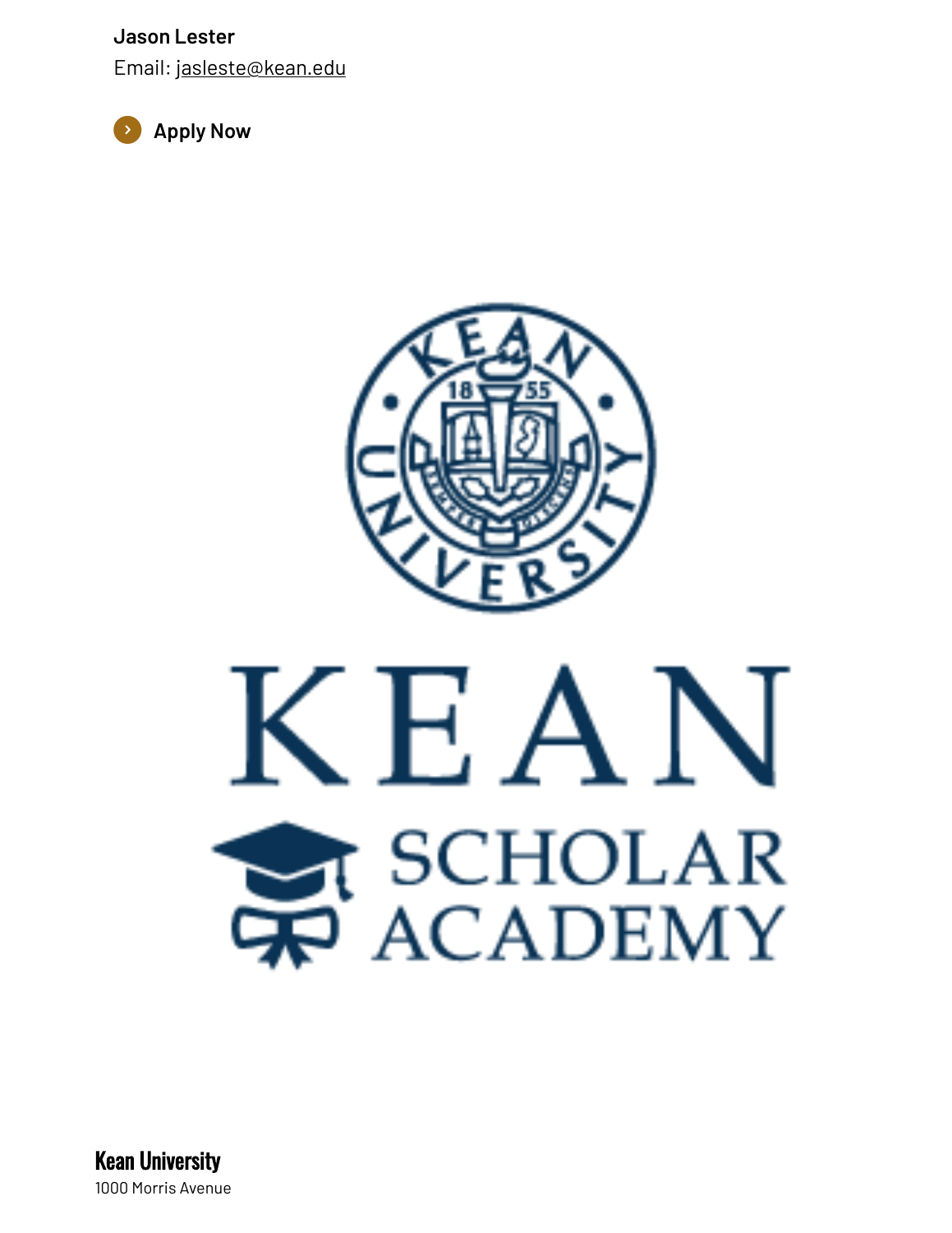**Jason Lester**

Email: jasleste@kean.edu

Apply Now

KEAN

SCHOLAR ACADEMY

**Kean University**

1000 Morris Avenue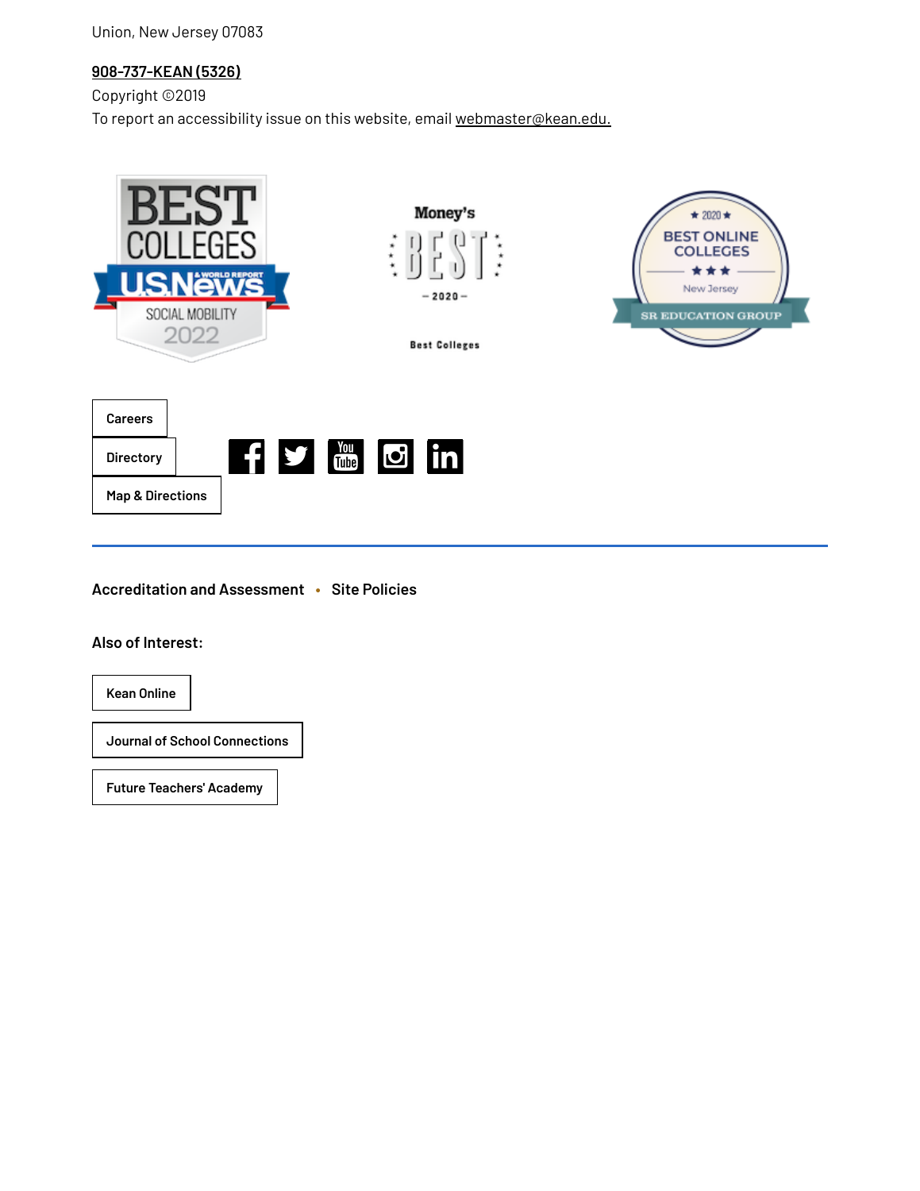Union, New Jersey 07083

908-737-KEAN (5326)

Copyright ©2019

To report an accessibility issue on this website, email webmaster@kean.edu.

Careers

Directory

Map & Directions

Accreditation and Assessment • Site Policies

Also of Interest:

Kean Online

Journal of School Connections

Future Teachers' Academy